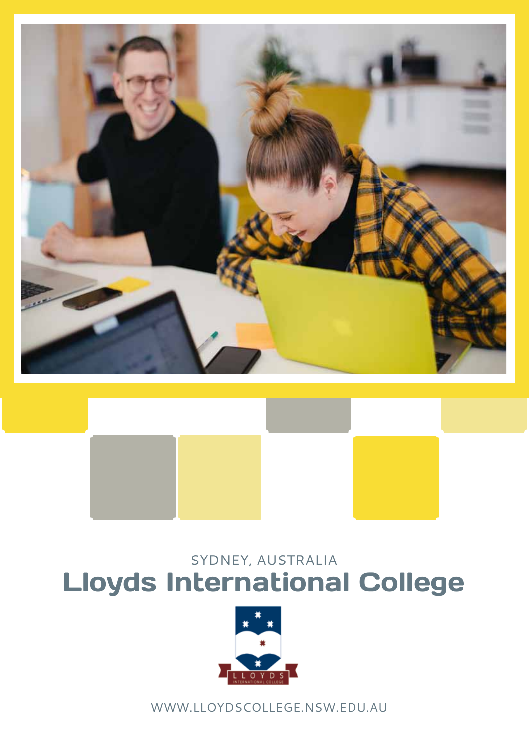SYDNEY, AUSTRALIA

# Lloyds International College

WWW.LLOYDSCOLLEGE.NSW.EDU.AU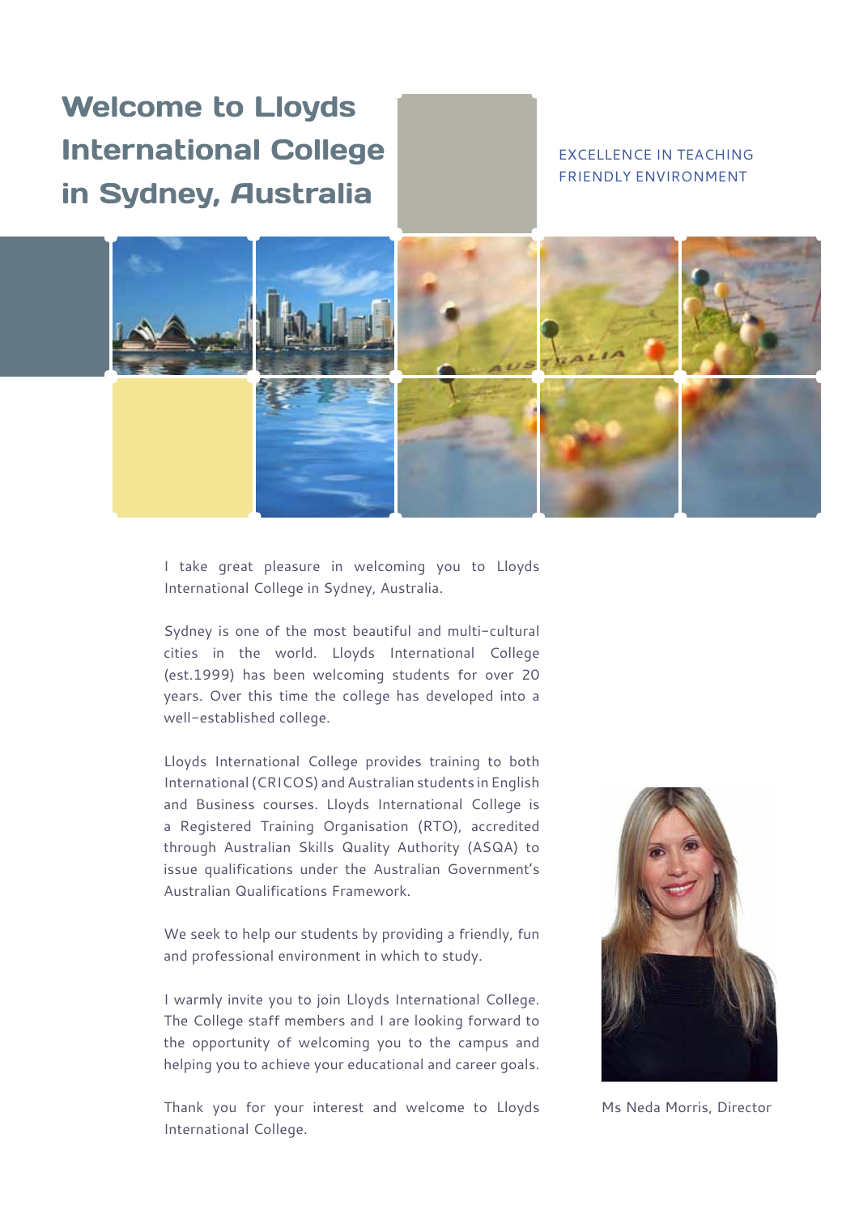# Welcome to Lloyds International College in Sydney, Australia

EXCELLENCE IN TEACHING
FRIENDLY ENVIRONMENT

I take great pleasure in welcoming you to Lloyds International College in Sydney, Australia.

Sydney is one of the most beautiful and multi-cultural cities in the world. Lloyds International College (est.1999) has been welcoming students for over 20 years. Over this time the college has developed into a well-established college.

Lloyds International College provides training to both International (CRICOS) and Australian students in English and Business courses. Lloyds International College is a Registered Training Organisation (RTO), accredited through Australian Skills Quality Authority (ASQA) to issue qualifications under the Australian Government's Australian Qualifications Framework.

We seek to help our students by providing a friendly, fun and professional environment in which to study.

I warmly invite you to join Lloyds International College. The College staff members and I are looking forward to the opportunity of welcoming you to the campus and helping you to achieve your educational and career goals.

Thank you for your interest and welcome to Lloyds International College.

Ms Neda Morris, Director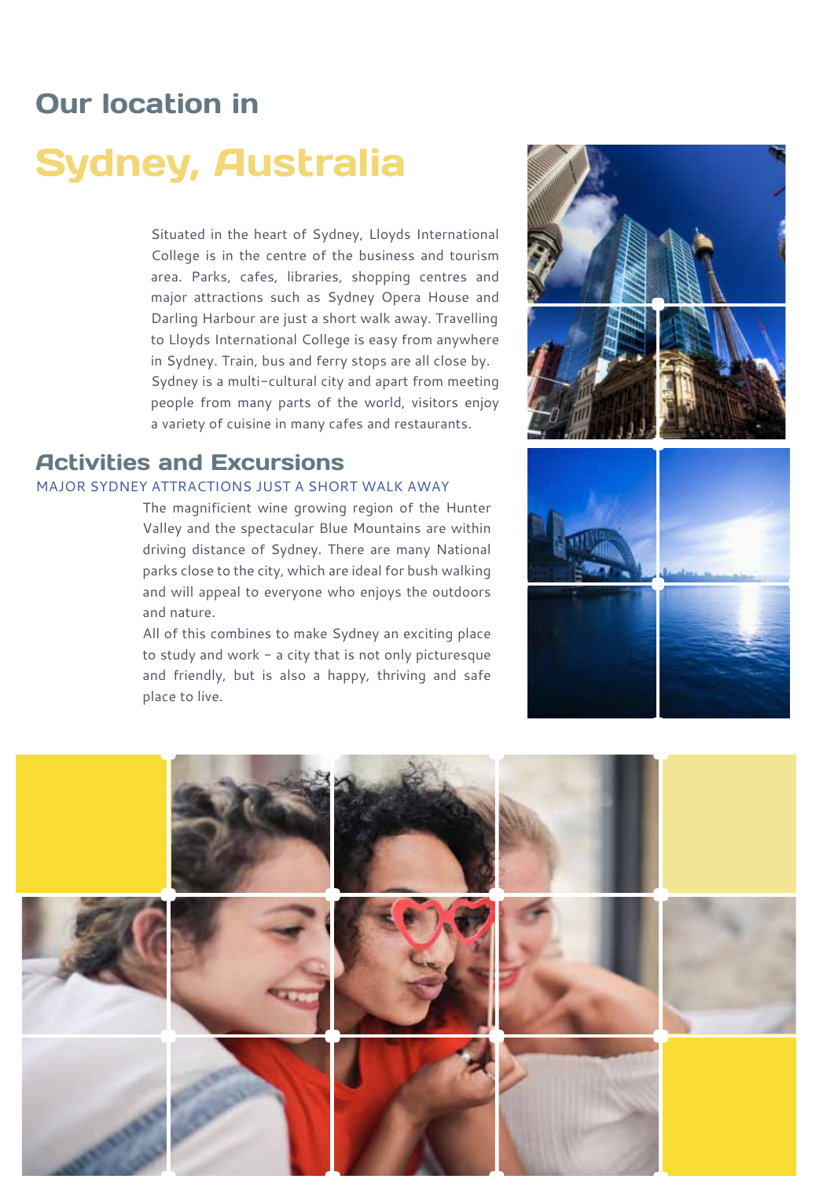## Our location in

# Sydney, Australia

Situated in the heart of Sydney, Lloyds International College is in the centre of the business and tourism area. Parks, cafes, libraries, shopping centres and major attractions such as Sydney Opera House and Darling Harbour are just a short walk away. Travelling to Lloyds International College is easy from anywhere in Sydney. Train, bus and ferry stops are all close by. Sydney is a multi-cultural city and apart from meeting people from many parts of the world, visitors enjoy a variety of cuisine in many cafes and restaurants.

## Activities and Excursions

MAJOR SYDNEY ATTRACTIONS JUST A SHORT WALK AWAY

The magnificient wine growing region of the Hunter Valley and the spectacular Blue Mountains are within driving distance of Sydney. There are many National parks close to the city, which are ideal for bush walking and will appeal to everyone who enjoys the outdoors and nature.

All of this combines to make Sydney an exciting place to study and work – a city that is not only picturesque and friendly, but is also a happy, thriving and safe place to live.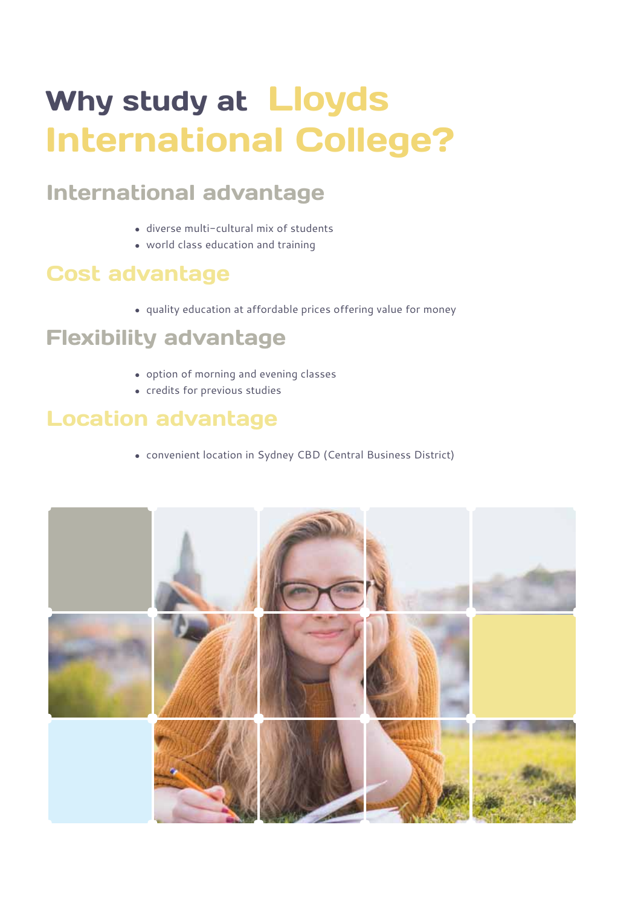# Why study at Lloyds International College?

## International advantage

- diverse multi-cultural mix of students
- world class education and training

## Cost advantage

- quality education at affordable prices offering value for money

## Flexibility advantage

- option of morning and evening classes
- credits for previous studies

## Location advantage

- convenient location in Sydney CBD (Central Business District)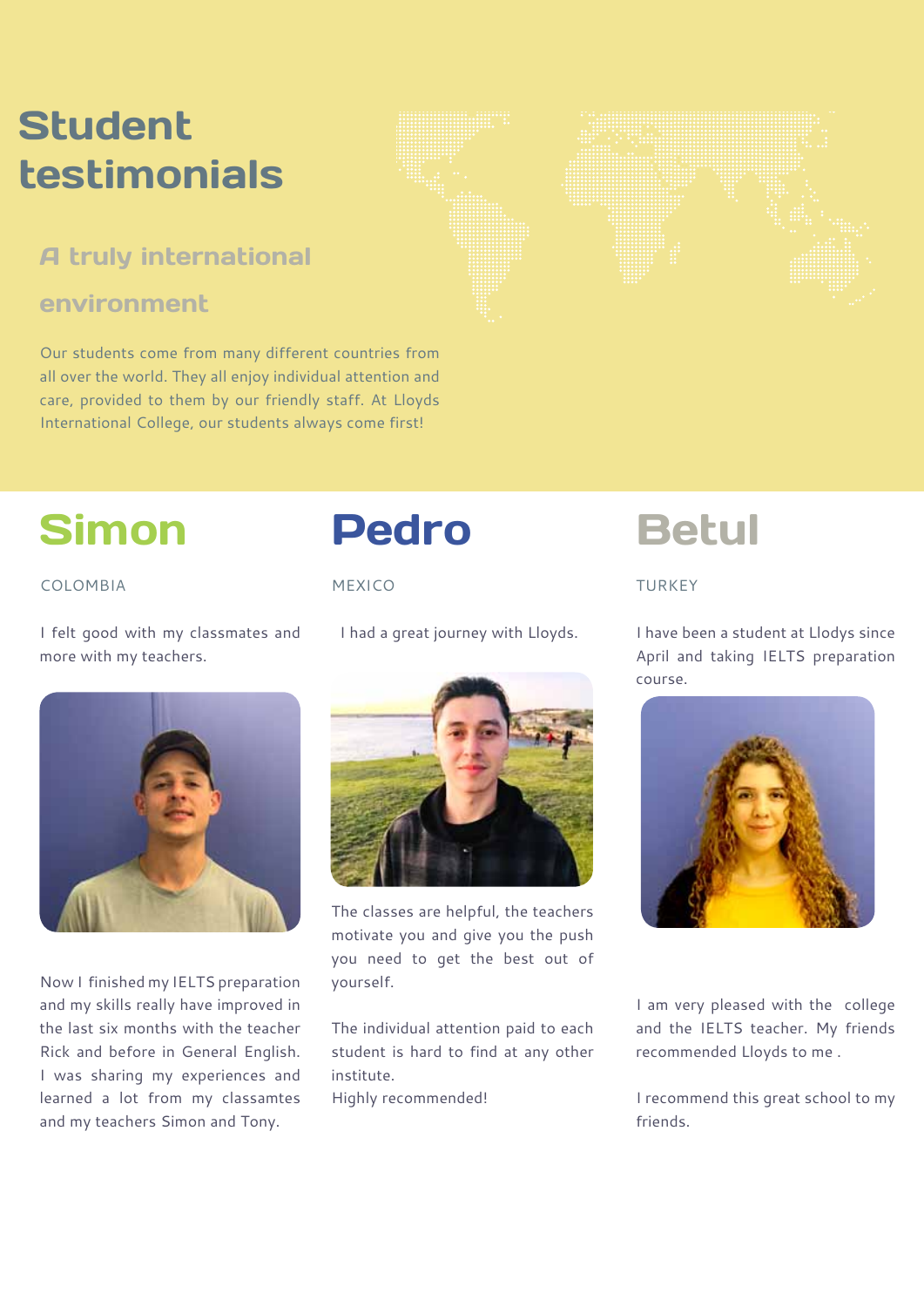# Student testimonials

## A truly international environment

Our students come from many different countries from all over the world. They all enjoy individual attention and care, provided to them by our friendly staff. At Lloyds International College, our students always come first!

## Simon

COLOMBIA

I felt good with my classmates and more with my teachers.

Now I finished my IELTS preparation and my skills really have improved in the last six months with the teacher Rick and before in General English. I was sharing my experiences and learned a lot from my classamtes and my teachers Simon and Tony.

## Pedro

MEXICO

I had a great journey with Lloyds.

The classes are helpful, the teachers motivate you and give you the push you need to get the best out of yourself.

The individual attention paid to each student is hard to find at any other institute.
Highly recommended!

## Betul

TURKEY

I have been a student at Llodys since April and taking IELTS preparation course.

I am very pleased with the college and the IELTS teacher. My friends recommended Lloyds to me .

I recommend this great school to my friends.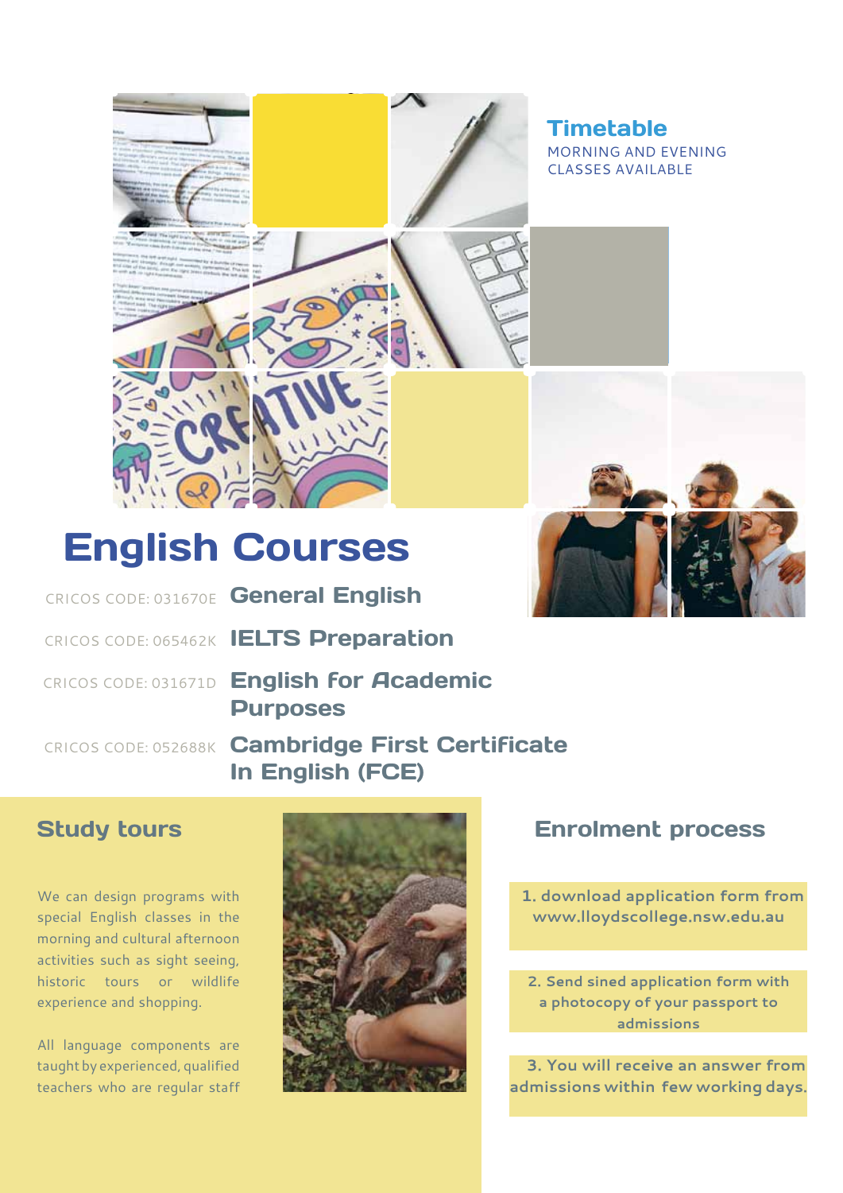## Timetable

MORNING AND EVENING CLASSES AVAILABLE

# English Courses

| CRICOS CODE | Course |
|---|---|
| CRICOS CODE: 031670E | **General English** |
| CRICOS CODE: 065462K | **IELTS Preparation** |
| CRICOS CODE: 031671D | **English for Academic Purposes** |
| CRICOS CODE: 052688K | **Cambridge First Certificate In English (FCE)** |

## Study tours

We can design programs with special English classes in the morning and cultural afternoon activities such as sight seeing, historic tours or wildlife experience and shopping.

All language components are taught by experienced, qualified teachers who are regular staff

## Enrolment process

1. download application form from www.lloydscollege.nsw.edu.au

2. Send sined application form with a photocopy of your passport to admissions

3. You will receive an answer from admissions within few working days.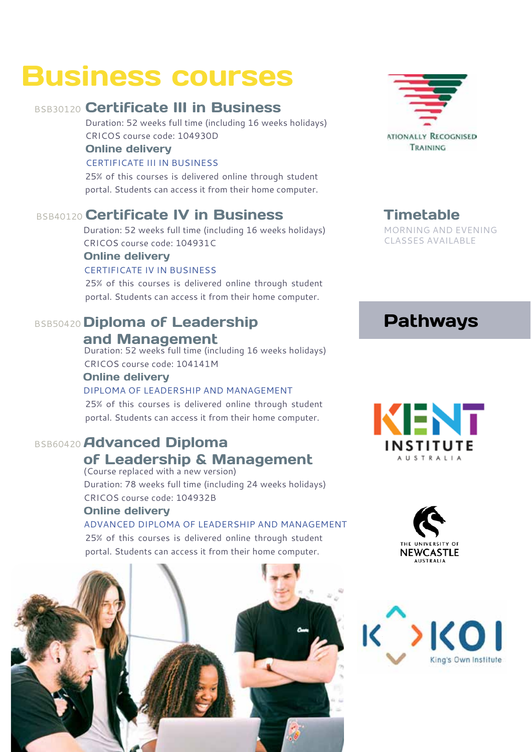# Business courses

## BSB30120 Certificate III in Business

Duration: 52 weeks full time (including 16 weeks holidays)
CRICOS course code: 104930D

**Online delivery**

CERTIFICATE III IN BUSINESS

25% of this courses is delivered online through student portal. Students can access it from their home computer.

## BSB40120 Certificate IV in Business

Duration: 52 weeks full time (including 16 weeks holidays)
CRICOS course code: 104931C

**Online delivery**

CERTIFICATE IV IN BUSINESS

25% of this courses is delivered online through student portal. Students can access it from their home computer.

## BSB50420 Diploma of Leadership and Management

Duration: 52 weeks full time (including 16 weeks holidays)
CRICOS course code: 104141M

**Online delivery**

DIPLOMA OF LEADERSHIP AND MANAGEMENT

25% of this courses is delivered online through student portal. Students can access it from their home computer.

## BSB60420 Advanced Diploma of Leadership & Management

(Course replaced with a new version)
Duration: 78 weeks full time (including 24 weeks holidays)
CRICOS course code: 104932B

**Online delivery**

ADVANCED DIPLOMA OF LEADERSHIP AND MANAGEMENT

25% of this courses is delivered online through student portal. Students can access it from their home computer.

ATIONALLY RECOGNISED TRAINING

## Timetable

MORNING AND EVENING CLASSES AVAILABLE

## Pathways

KENT INSTITUTE AUSTRALIA

THE UNIVERSITY OF NEWCASTLE AUSTRALIA

KOI King's Own Institute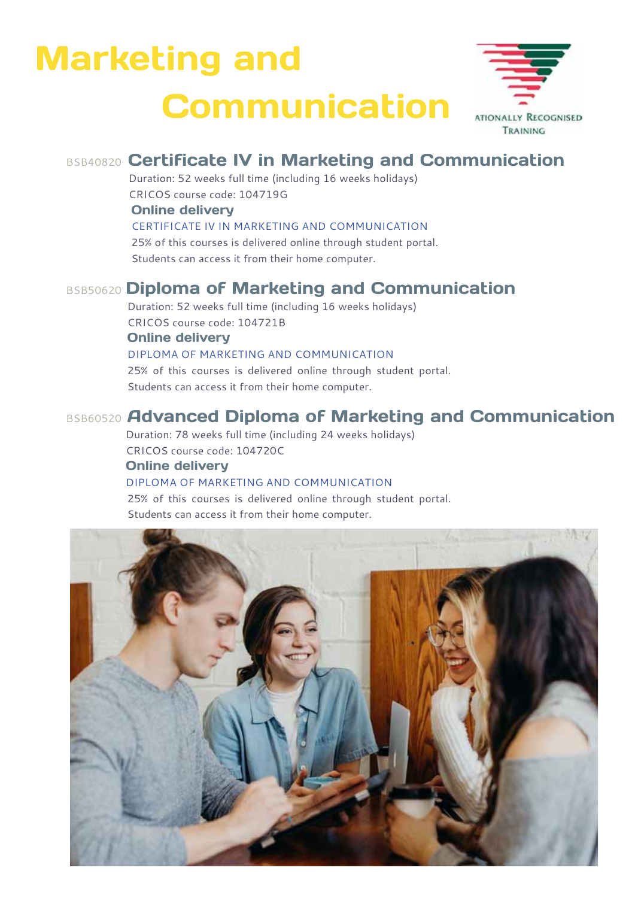# Marketing and Communication

ATIONALLY RECOGNISED TRAINING

## BSB40820 Certificate IV in Marketing and Communication

Duration: 52 weeks full time (including 16 weeks holidays)

CRICOS course code: 104719G

**Online delivery**

CERTIFICATE IV IN MARKETING AND COMMUNICATION

25% of this courses is delivered online through student portal. Students can access it from their home computer.

## BSB50620 Diploma of Marketing and Communication

Duration: 52 weeks full time (including 16 weeks holidays)

CRICOS course code: 104721B

**Online delivery**

DIPLOMA OF MARKETING AND COMMUNICATION

25% of this courses is delivered online through student portal. Students can access it from their home computer.

## BSB60520 Advanced Diploma of Marketing and Communication

Duration: 78 weeks full time (including 24 weeks holidays)

CRICOS course code: 104720C

**Online delivery**

DIPLOMA OF MARKETING AND COMMUNICATION

25% of this courses is delivered online through student portal. Students can access it from their home computer.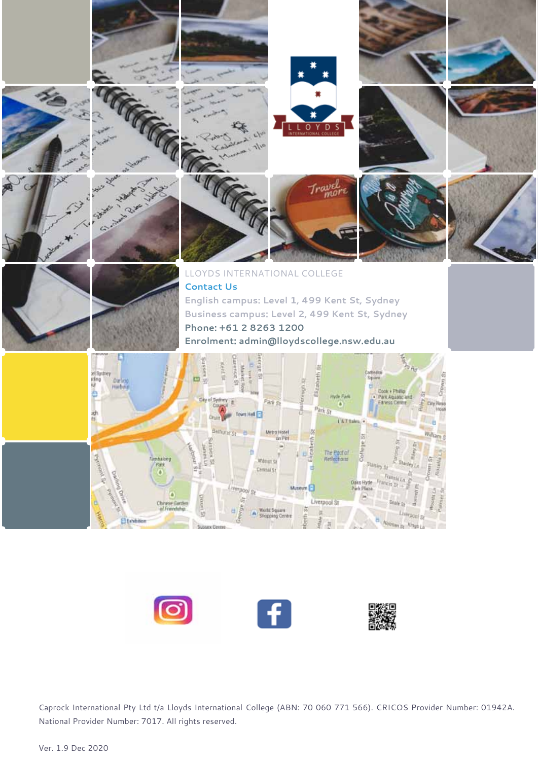LLOYDS INTERNATIONAL COLLEGE

## Contact Us

English campus: Level 1, 499 Kent St, Sydney
Business campus: Level 2, 499 Kent St, Sydney
**Phone: +61 2 8263 1200**
**Enrolment: admin@lloydscollege.nsw.edu.au**

Caprock International Pty Ltd t/a Lloyds International College (ABN: 70 060 771 566). CRICOS Provider Number: 01942A. National Provider Number: 7017. All rights reserved.

Ver. 1.9 Dec 2020